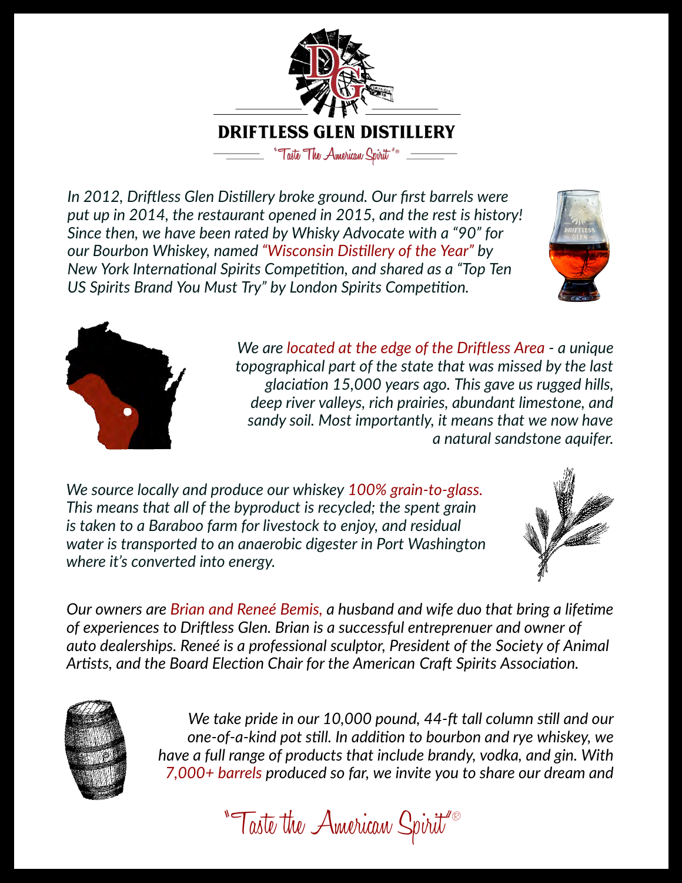# DRIFTLESS GLEN DISTILLERY

"Taste The American Spirit"®

*In 2012, Driftless Glen Distillery broke ground. Our first barrels were put up in 2014, the restaurant opened in 2015, and the rest is history! Since then, we have been rated by Whisky Advocate with a "90" for our Bourbon Whiskey, named "Wisconsin Distillery of the Year" by New York International Spirits Competition, and shared as a "Top Ten US Spirits Brand You Must Try" by London Spirits Competition.*

*We are located at the edge of the Driftless Area - a unique topographical part of the state that was missed by the last glaciation 15,000 years ago. This gave us rugged hills, deep river valleys, rich prairies, abundant limestone, and sandy soil. Most importantly, it means that we now have a natural sandstone aquifer.*

*We source locally and produce our whiskey 100% grain-to-glass. This means that all of the byproduct is recycled; the spent grain is taken to a Baraboo farm for livestock to enjoy, and residual water is transported to an anaerobic digester in Port Washington where it's converted into energy.*

*Our owners are Brian and Reneé Bemis, a husband and wife duo that bring a lifetime of experiences to Driftless Glen. Brian is a successful entreprenuer and owner of auto dealerships. Reneé is a professional sculptor, President of the Society of Animal Artists, and the Board Election Chair for the American Craft Spirits Association.*

*We take pride in our 10,000 pound, 44-ft tall column still and our one-of-a-kind pot still. In addition to bourbon and rye whiskey, we have a full range of products that include brandy, vodka, and gin. With 7,000+ barrels produced so far, we invite you to share our dream and*

"Taste the American Spirit"®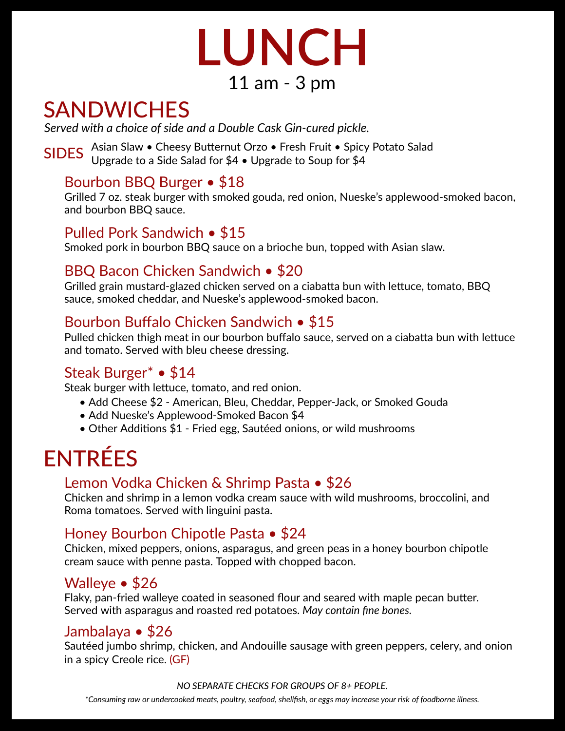# LUNCH

11 am - 3 pm

## SANDWICHES

*Served with a choice of side and a Double Cask Gin-cured pickle.*

**SIDES** Asian Slaw • Cheesy Butternut Orzo • Fresh Fruit • Spicy Potato Salad
Upgrade to a Side Salad for $4 • Upgrade to Soup for $4

### Bourbon BBQ Burger • $18

Grilled 7 oz. steak burger with smoked gouda, red onion, Nueske's applewood-smoked bacon, and bourbon BBQ sauce.

### Pulled Pork Sandwich • $15

Smoked pork in bourbon BBQ sauce on a brioche bun, topped with Asian slaw.

### BBQ Bacon Chicken Sandwich • $20

Grilled grain mustard-glazed chicken served on a ciabatta bun with lettuce, tomato, BBQ sauce, smoked cheddar, and Nueske's applewood-smoked bacon.

### Bourbon Buffalo Chicken Sandwich • $15

Pulled chicken thigh meat in our bourbon buffalo sauce, served on a ciabatta bun with lettuce and tomato. Served with bleu cheese dressing.

### Steak Burger* • $14

Steak burger with lettuce, tomato, and red onion.

- Add Cheese $2 - American, Bleu, Cheddar, Pepper-Jack, or Smoked Gouda
- Add Nueske's Applewood-Smoked Bacon $4
- Other Additions $1 - Fried egg, Sautéed onions, or wild mushrooms

## ENTRÉES

### Lemon Vodka Chicken & Shrimp Pasta • $26

Chicken and shrimp in a lemon vodka cream sauce with wild mushrooms, broccolini, and Roma tomatoes. Served with linguini pasta.

### Honey Bourbon Chipotle Pasta • $24

Chicken, mixed peppers, onions, asparagus, and green peas in a honey bourbon chipotle cream sauce with penne pasta. Topped with chopped bacon.

### Walleye • $26

Flaky, pan-fried walleye coated in seasoned flour and seared with maple pecan butter. Served with asparagus and roasted red potatoes. *May contain fine bones.*

### Jambalaya • $26

Sautéed jumbo shrimp, chicken, and Andouille sausage with green peppers, celery, and onion in a spicy Creole rice. (GF)

*NO SEPARATE CHECKS FOR GROUPS OF 8+ PEOPLE.*

*\*Consuming raw or undercooked meats, poultry, seafood, shellfish, or eggs may increase your risk of foodborne illness.*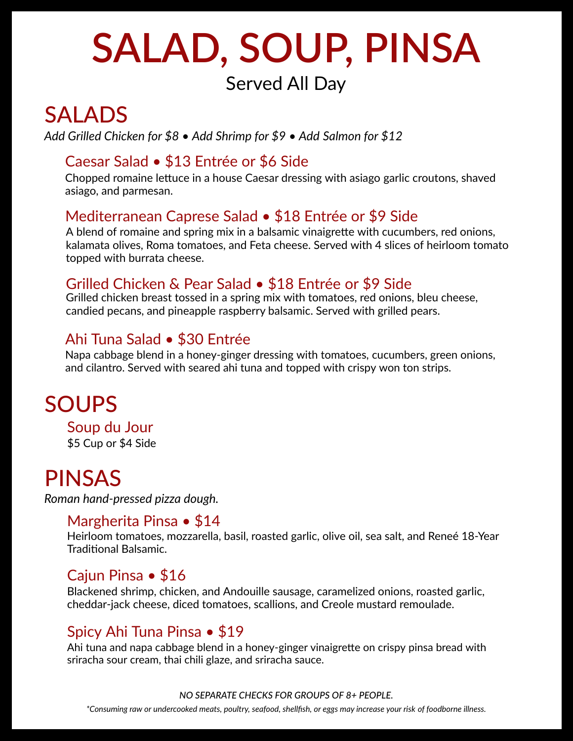# SALAD, SOUP, PINSA

Served All Day

## SALADS

*Add Grilled Chicken for $8 • Add Shrimp for $9 • Add Salmon for $12*

### Caesar Salad • $13 Entrée or $6 Side

Chopped romaine lettuce in a house Caesar dressing with asiago garlic croutons, shaved asiago, and parmesan.

### Mediterranean Caprese Salad • $18 Entrée or $9 Side

A blend of romaine and spring mix in a balsamic vinaigrette with cucumbers, red onions, kalamata olives, Roma tomatoes, and Feta cheese. Served with 4 slices of heirloom tomato topped with burrata cheese.

### Grilled Chicken & Pear Salad • $18 Entrée or $9 Side

Grilled chicken breast tossed in a spring mix with tomatoes, red onions, bleu cheese, candied pecans, and pineapple raspberry balsamic. Served with grilled pears.

### Ahi Tuna Salad • $30 Entrée

Napa cabbage blend in a honey-ginger dressing with tomatoes, cucumbers, green onions, and cilantro. Served with seared ahi tuna and topped with crispy won ton strips.

## SOUPS

### Soup du Jour

$5 Cup or $4 Side

## PINSAS

*Roman hand-pressed pizza dough.*

### Margherita Pinsa • $14

Heirloom tomatoes, mozzarella, basil, roasted garlic, olive oil, sea salt, and Reneé 18-Year Traditional Balsamic.

### Cajun Pinsa • $16

Blackened shrimp, chicken, and Andouille sausage, caramelized onions, roasted garlic, cheddar-jack cheese, diced tomatoes, scallions, and Creole mustard remoulade.

### Spicy Ahi Tuna Pinsa • $19

Ahi tuna and napa cabbage blend in a honey-ginger vinaigrette on crispy pinsa bread with sriracha sour cream, thai chili glaze, and sriracha sauce.

*NO SEPARATE CHECKS FOR GROUPS OF 8+ PEOPLE.*

*\*Consuming raw or undercooked meats, poultry, seafood, shellfish, or eggs may increase your risk of foodborne illness.*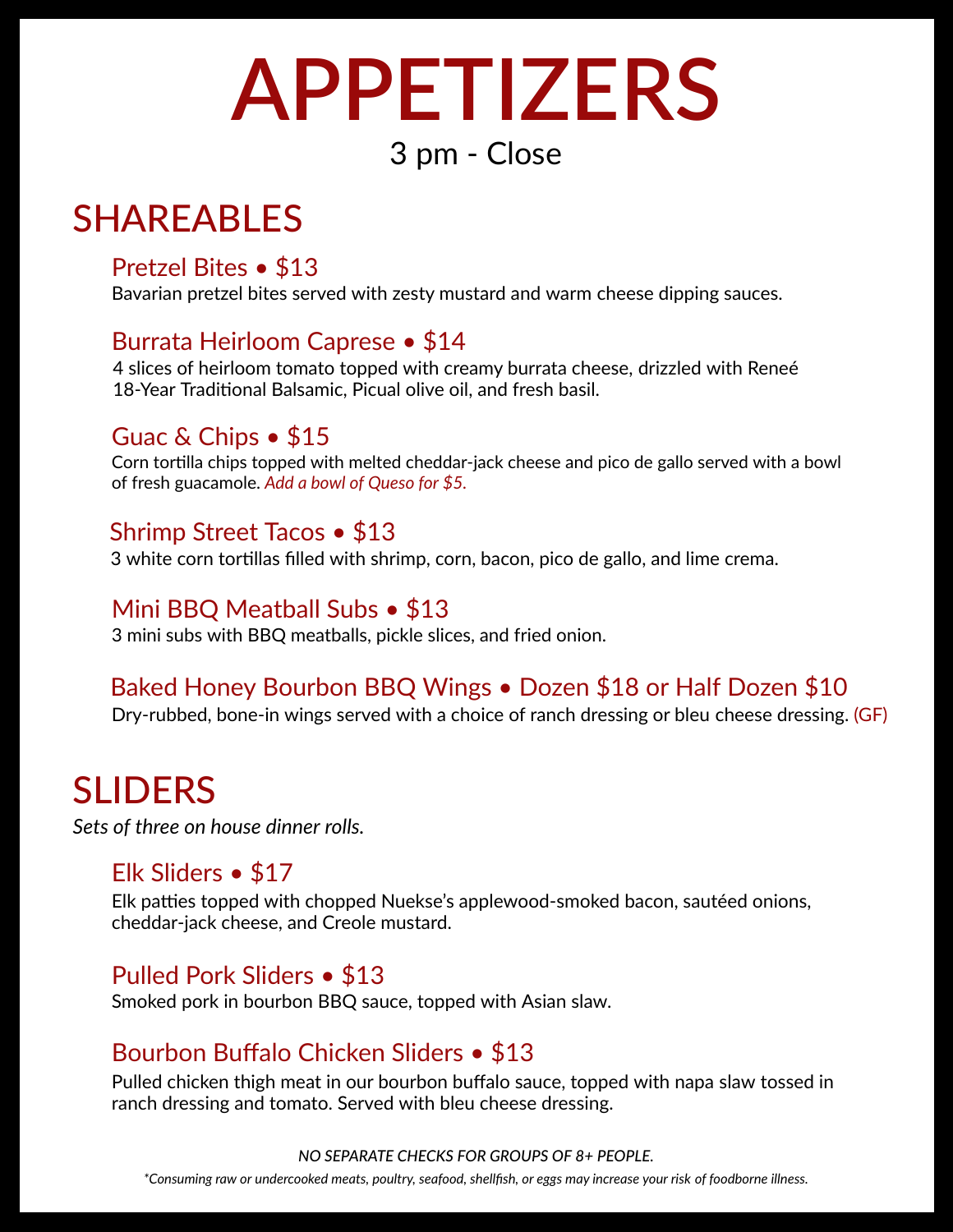# APPETIZERS

3 pm - Close

## SHAREABLES

### Pretzel Bites • $13

Bavarian pretzel bites served with zesty mustard and warm cheese dipping sauces.

### Burrata Heirloom Caprese • $14

4 slices of heirloom tomato topped with creamy burrata cheese, drizzled with Reneé 18-Year Traditional Balsamic, Picual olive oil, and fresh basil.

### Guac & Chips • $15

Corn tortilla chips topped with melted cheddar-jack cheese and pico de gallo served with a bowl of fresh guacamole. *Add a bowl of Queso for $5.*

### Shrimp Street Tacos • $13

3 white corn tortillas filled with shrimp, corn, bacon, pico de gallo, and lime crema.

### Mini BBQ Meatball Subs • $13

3 mini subs with BBQ meatballs, pickle slices, and fried onion.

### Baked Honey Bourbon BBQ Wings • Dozen $18 or Half Dozen $10

Dry-rubbed, bone-in wings served with a choice of ranch dressing or bleu cheese dressing. (GF)

## SLIDERS

*Sets of three on house dinner rolls.*

### Elk Sliders • $17

Elk patties topped with chopped Nuekse's applewood-smoked bacon, sautéed onions, cheddar-jack cheese, and Creole mustard.

### Pulled Pork Sliders • $13

Smoked pork in bourbon BBQ sauce, topped with Asian slaw.

### Bourbon Buffalo Chicken Sliders • $13

Pulled chicken thigh meat in our bourbon buffalo sauce, topped with napa slaw tossed in ranch dressing and tomato. Served with bleu cheese dressing.

*NO SEPARATE CHECKS FOR GROUPS OF 8+ PEOPLE.*

**Consuming raw or undercooked meats, poultry, seafood, shellfish, or eggs may increase your risk of foodborne illness.*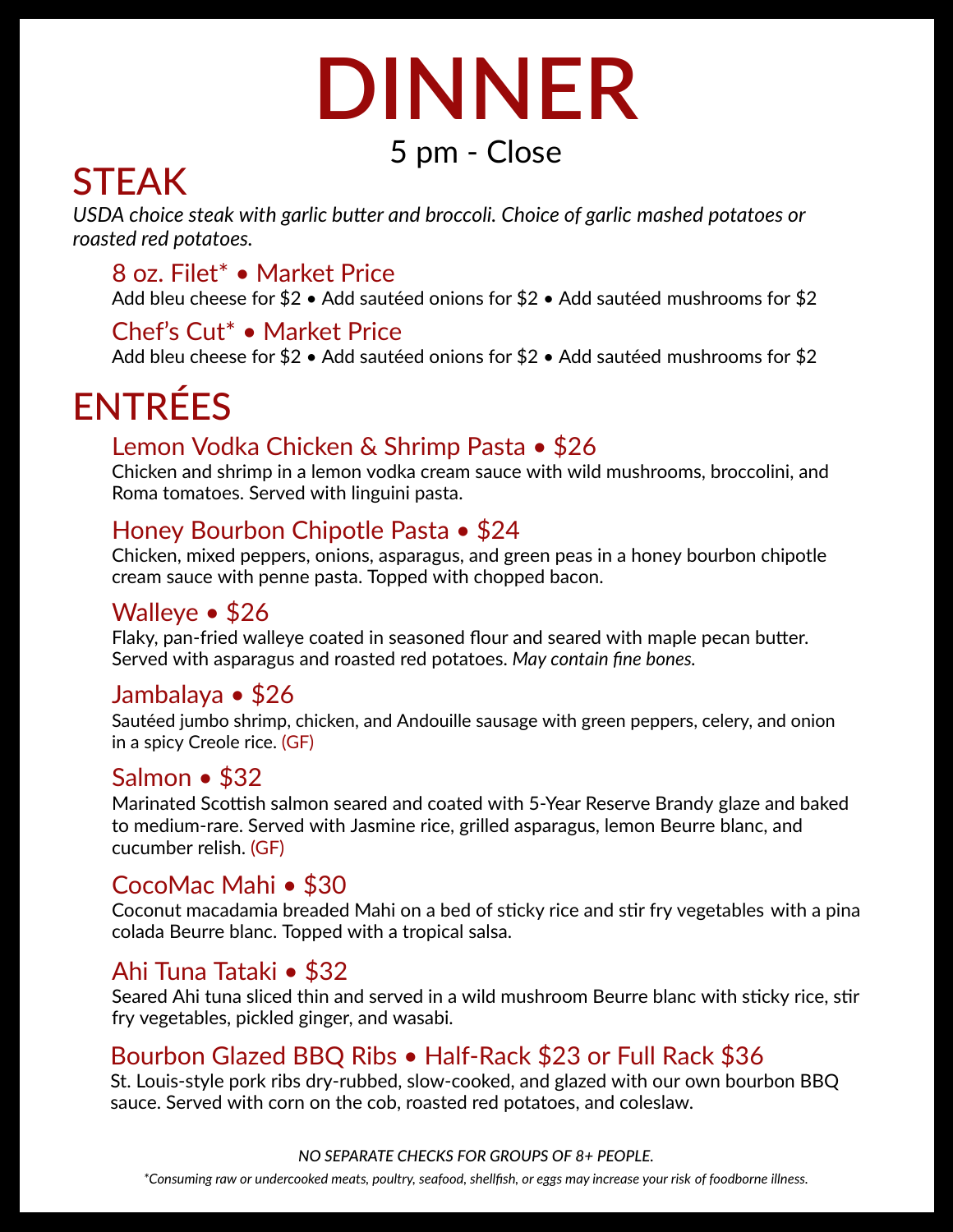# DINNER

5 pm - Close

## STEAK

*USDA choice steak with garlic butter and broccoli. Choice of garlic mashed potatoes or roasted red potatoes.*

### 8 oz. Filet* • Market Price

Add bleu cheese for $2 • Add sautéed onions for $2 • Add sautéed mushrooms for $2

### Chef's Cut* • Market Price

Add bleu cheese for $2 • Add sautéed onions for $2 • Add sautéed mushrooms for $2

## ENTRÉES

### Lemon Vodka Chicken & Shrimp Pasta • $26

Chicken and shrimp in a lemon vodka cream sauce with wild mushrooms, broccolini, and Roma tomatoes. Served with linguini pasta.

### Honey Bourbon Chipotle Pasta • $24

Chicken, mixed peppers, onions, asparagus, and green peas in a honey bourbon chipotle cream sauce with penne pasta. Topped with chopped bacon.

### Walleye • $26

Flaky, pan-fried walleye coated in seasoned flour and seared with maple pecan butter. Served with asparagus and roasted red potatoes. *May contain fine bones.*

### Jambalaya • $26

Sautéed jumbo shrimp, chicken, and Andouille sausage with green peppers, celery, and onion in a spicy Creole rice. (GF)

### Salmon • $32

Marinated Scottish salmon seared and coated with 5-Year Reserve Brandy glaze and baked to medium-rare. Served with Jasmine rice, grilled asparagus, lemon Beurre blanc, and cucumber relish. (GF)

### CocoMac Mahi • $30

Coconut macadamia breaded Mahi on a bed of sticky rice and stir fry vegetables with a pina colada Beurre blanc. Topped with a tropical salsa.

### Ahi Tuna Tataki • $32

Seared Ahi tuna sliced thin and served in a wild mushroom Beurre blanc with sticky rice, stir fry vegetables, pickled ginger, and wasabi.

### Bourbon Glazed BBQ Ribs • Half-Rack $23 or Full Rack $36

St. Louis-style pork ribs dry-rubbed, slow-cooked, and glazed with our own bourbon BBQ sauce. Served with corn on the cob, roasted red potatoes, and coleslaw.

*NO SEPARATE CHECKS FOR GROUPS OF 8+ PEOPLE.*

*\*Consuming raw or undercooked meats, poultry, seafood, shellfish, or eggs may increase your risk of foodborne illness.*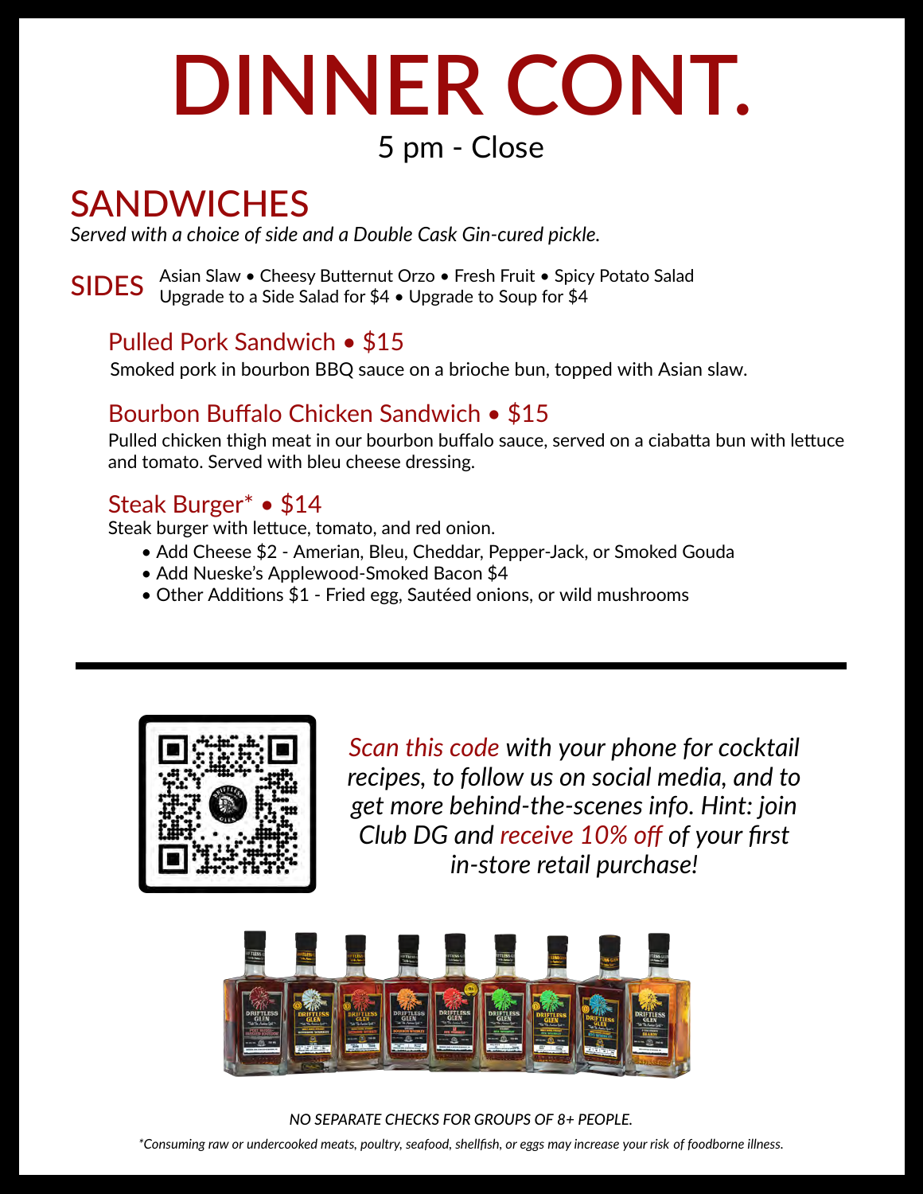# DINNER CONT.

5 pm - Close

## SANDWICHES

*Served with a choice of side and a Double Cask Gin-cured pickle.*

**SIDES** Asian Slaw • Cheesy Butternut Orzo • Fresh Fruit • Spicy Potato Salad
Upgrade to a Side Salad for $4 • Upgrade to Soup for $4

### Pulled Pork Sandwich • $15

Smoked pork in bourbon BBQ sauce on a brioche bun, topped with Asian slaw.

### Bourbon Buffalo Chicken Sandwich • $15

Pulled chicken thigh meat in our bourbon buffalo sauce, served on a ciabatta bun with lettuce and tomato. Served with bleu cheese dressing.

### Steak Burger* • $14

Steak burger with lettuce, tomato, and red onion.

- Add Cheese $2 - Amerian, Bleu, Cheddar, Pepper-Jack, or Smoked Gouda
- Add Nueske's Applewood-Smoked Bacon $4
- Other Additions $1 - Fried egg, Sautéed onions, or wild mushrooms

---

*Scan this code with your phone for cocktail recipes, to follow us on social media, and to get more behind-the-scenes info. Hint: join Club DG and receive 10% off of your first in-store retail purchase!*

*NO SEPARATE CHECKS FOR GROUPS OF 8+ PEOPLE.*

*\*Consuming raw or undercooked meats, poultry, seafood, shellfish, or eggs may increase your risk of foodborne illness.*